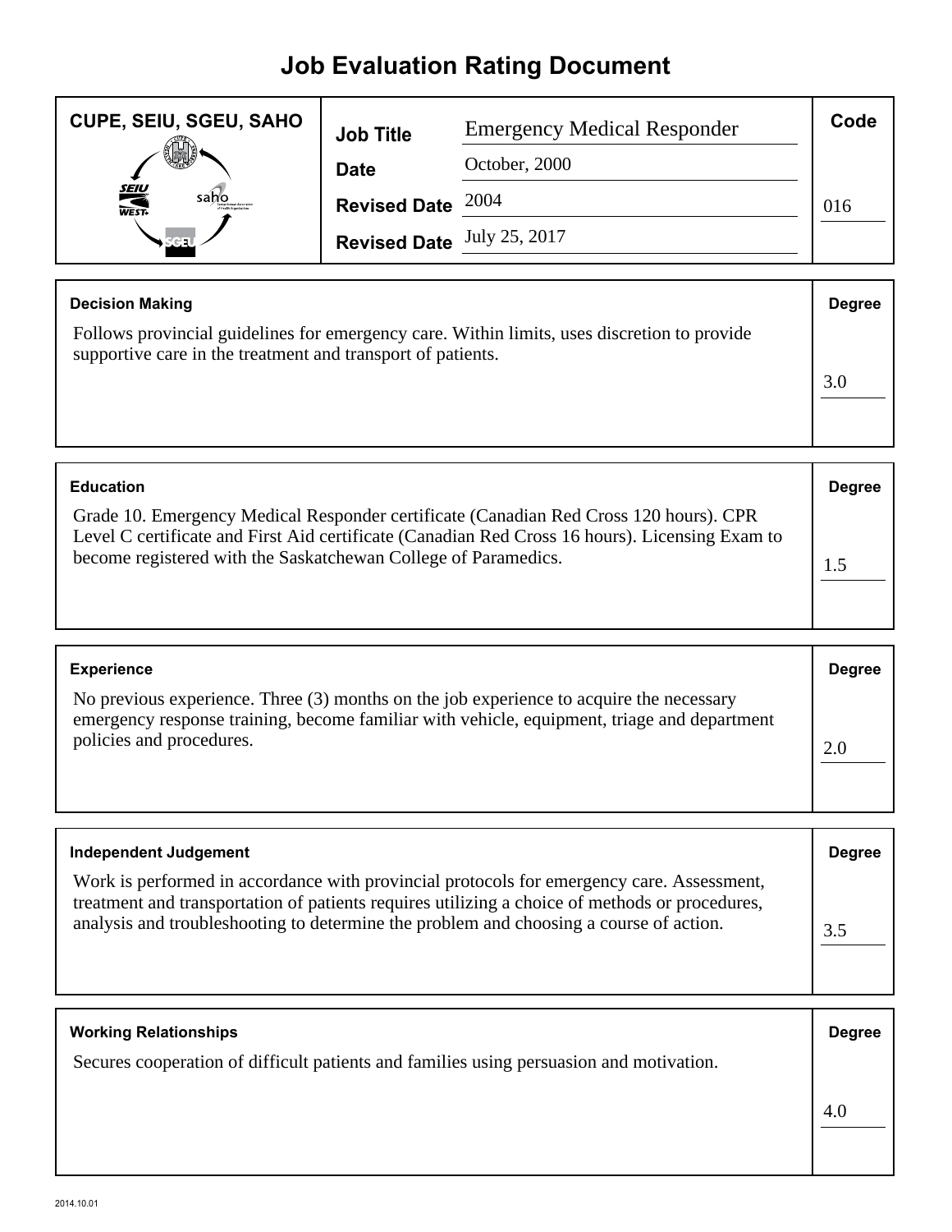# Job Evaluation Rating Document

**CUPE, SEIU, SGEU, SAHO**

| | | |
|---|---|---|
| **Job Title** | Emergency Medical Responder | **Code** |
| **Date** | October, 2000 | |
| **Revised Date** | 2004 | 016 |
| **Revised Date** | July 25, 2017 | |

### Decision Making

Follows provincial guidelines for emergency care. Within limits, uses discretion to provide supportive care in the treatment and transport of patients.

**Degree:** 3.0

### Education

Grade 10. Emergency Medical Responder certificate (Canadian Red Cross 120 hours). CPR Level C certificate and First Aid certificate (Canadian Red Cross 16 hours). Licensing Exam to become registered with the Saskatchewan College of Paramedics.

**Degree:** 1.5

### Experience

No previous experience. Three (3) months on the job experience to acquire the necessary emergency response training, become familiar with vehicle, equipment, triage and department policies and procedures.

**Degree:** 2.0

### Independent Judgement

Work is performed in accordance with provincial protocols for emergency care. Assessment, treatment and transportation of patients requires utilizing a choice of methods or procedures, analysis and troubleshooting to determine the problem and choosing a course of action.

**Degree:** 3.5

### Working Relationships

Secures cooperation of difficult patients and families using persuasion and motivation.

**Degree:** 4.0

2014.10.01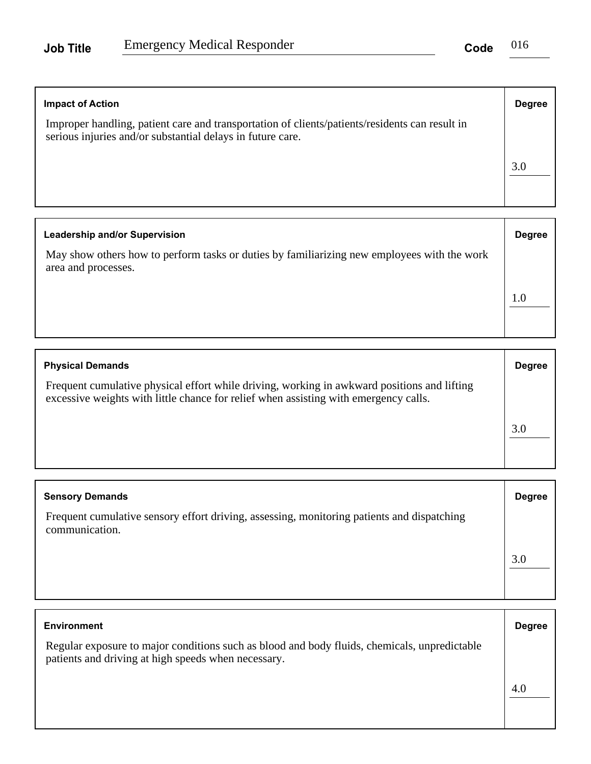**Job Title** Emergency Medical Responder **Code** 016

| **Impact of Action** | **Degree** |
| --- | --- |
| Improper handling, patient care and transportation of clients/patients/residents can result in serious injuries and/or substantial delays in future care. | 3.0 |

| **Leadership and/or Supervision** | **Degree** |
| --- | --- |
| May show others how to perform tasks or duties by familiarizing new employees with the work area and processes. | 1.0 |

| **Physical Demands** | **Degree** |
| --- | --- |
| Frequent cumulative physical effort while driving, working in awkward positions and lifting excessive weights with little chance for relief when assisting with emergency calls. | 3.0 |

| **Sensory Demands** | **Degree** |
| --- | --- |
| Frequent cumulative sensory effort driving, assessing, monitoring patients and dispatching communication. | 3.0 |

| **Environment** | **Degree** |
| --- | --- |
| Regular exposure to major conditions such as blood and body fluids, chemicals, unpredictable patients and driving at high speeds when necessary. | 4.0 |